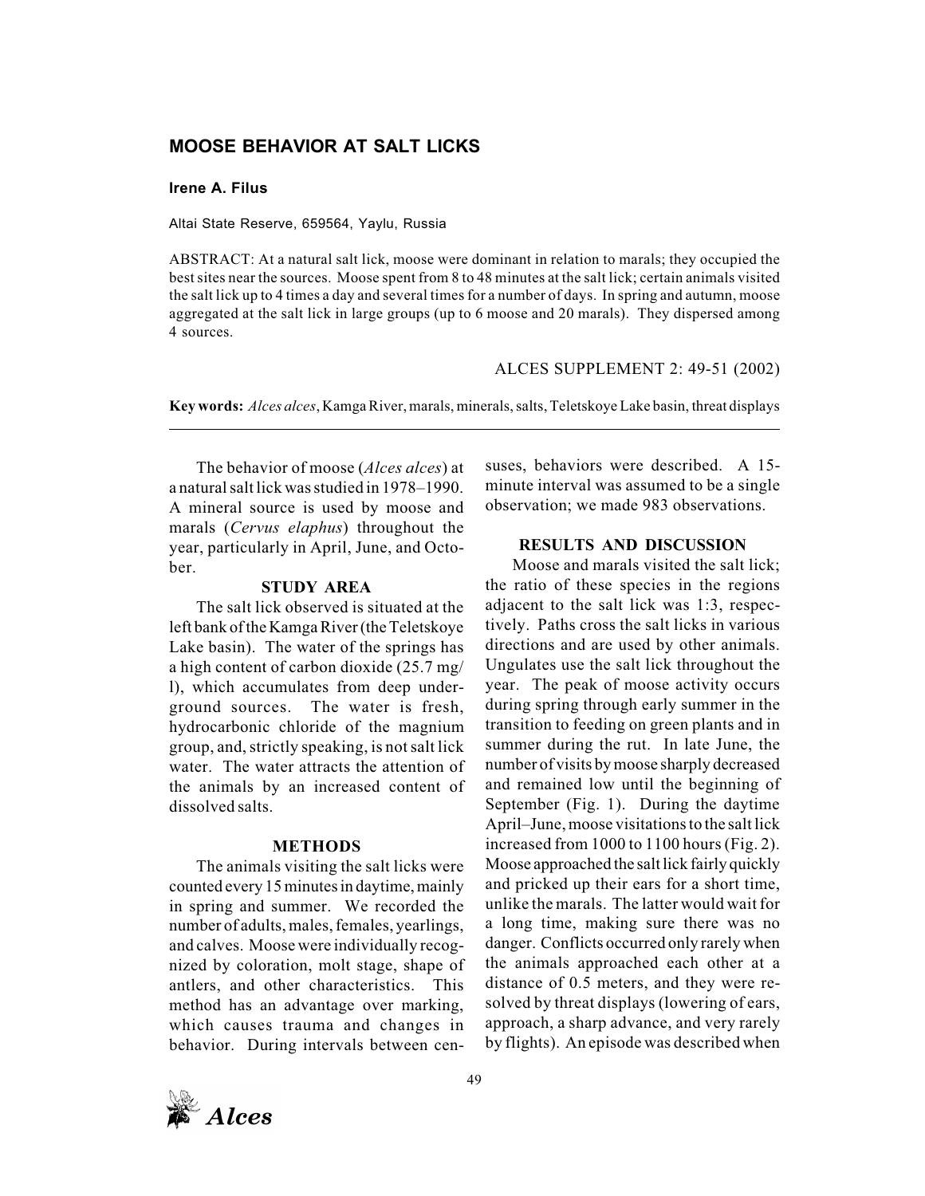# MOOSE BEHAVIOR AT SALT LICKS

**Irene A. Filus**

Altai State Reserve, 659564, Yaylu, Russia

ABSTRACT: At a natural salt lick, moose were dominant in relation to marals; they occupied the best sites near the sources. Moose spent from 8 to 48 minutes at the salt lick; certain animals visited the salt lick up to 4 times a day and several times for a number of days. In spring and autumn, moose aggregated at the salt lick in large groups (up to 6 moose and 20 marals). They dispersed among 4 sources.

ALCES SUPPLEMENT 2: 49-51 (2002)

**Key words:** *Alces alces*, Kamga River, marals, minerals, salts, Teletskoye Lake basin, threat displays

---

The behavior of moose (*Alces alces*) at a natural salt lick was studied in 1978–1990. A mineral source is used by moose and marals (*Cervus elaphus*) throughout the year, particularly in April, June, and October.

## STUDY AREA

The salt lick observed is situated at the left bank of the Kamga River (the Teletskoye Lake basin). The water of the springs has a high content of carbon dioxide (25.7 mg/l), which accumulates from deep underground sources. The water is fresh, hydrocarbonic chloride of the magnium group, and, strictly speaking, is not salt lick water. The water attracts the attention of the animals by an increased content of dissolved salts.

## METHODS

The animals visiting the salt licks were counted every 15 minutes in daytime, mainly in spring and summer. We recorded the number of adults, males, females, yearlings, and calves. Moose were individually recognized by coloration, molt stage, shape of antlers, and other characteristics. This method has an advantage over marking, which causes trauma and changes in behavior. During intervals between censuses, behaviors were described. A 15-minute interval was assumed to be a single observation; we made 983 observations.

## RESULTS AND DISCUSSION

Moose and marals visited the salt lick; the ratio of these species in the regions adjacent to the salt lick was 1:3, respectively. Paths cross the salt licks in various directions and are used by other animals. Ungulates use the salt lick throughout the year. The peak of moose activity occurs during spring through early summer in the transition to feeding on green plants and in summer during the rut. In late June, the number of visits by moose sharply decreased and remained low until the beginning of September (Fig. 1). During the daytime April–June, moose visitations to the salt lick increased from 1000 to 1100 hours (Fig. 2). Moose approached the salt lick fairly quickly and pricked up their ears for a short time, unlike the marals. The latter would wait for a long time, making sure there was no danger. Conflicts occurred only rarely when the animals approached each other at a distance of 0.5 meters, and they were resolved by threat displays (lowering of ears, approach, a sharp advance, and very rarely by flights). An episode was described when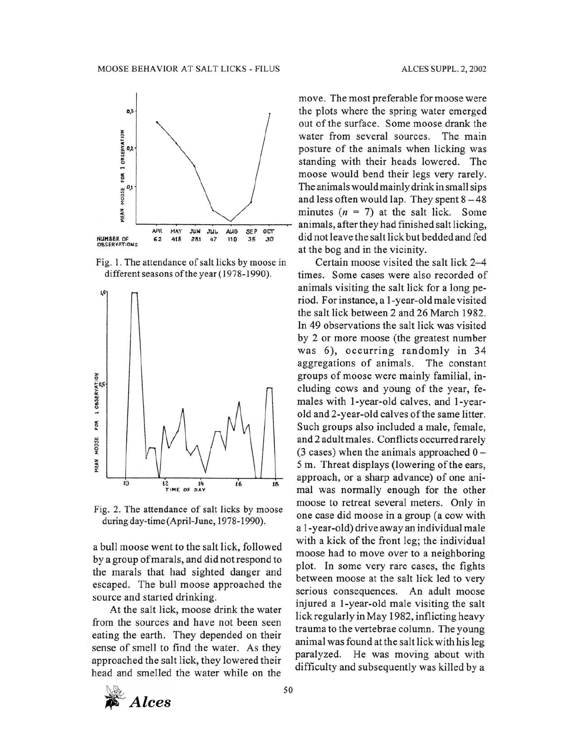Fig. 1. The attendance of salt licks by moose in different seasons of the year (1978-1990).

Fig. 2. The attendance of salt licks by moose during day-time (April-June, 1978-1990).

a bull moose went to the salt lick, followed by a group of marals, and did not respond to the marals that had sighted danger and escaped. The bull moose approached the source and started drinking.

At the salt lick, moose drink the water from the sources and have not been seen eating the earth. They depended on their sense of smell to find the water. As they approached the salt lick, they lowered their head and smelled the water while on the move. The most preferable for moose were the plots where the spring water emerged out of the surface. Some moose drank the water from several sources. The main posture of the animals when licking was standing with their heads lowered. The moose would bend their legs very rarely. The animals would mainly drink in small sips and less often would lap. They spent 8 – 48 minutes ($n$ = 7) at the salt lick. Some animals, after they had finished salt licking, did not leave the salt lick but bedded and fed at the bog and in the vicinity.

Certain moose visited the salt lick 2–4 times. Some cases were also recorded of animals visiting the salt lick for a long period. For instance, a 1-year-old male visited the salt lick between 2 and 26 March 1982. In 49 observations the salt lick was visited by 2 or more moose (the greatest number was 6), occurring randomly in 34 aggregations of animals. The constant groups of moose were mainly familial, including cows and young of the year, females with 1-year-old calves, and 1-year-old and 2-year-old calves of the same litter. Such groups also included a male, female, and 2 adult males. Conflicts occurred rarely (3 cases) when the animals approached 0 – 5 m. Threat displays (lowering of the ears, approach, or a sharp advance) of one animal was normally enough for the other moose to retreat several meters. Only in one case did moose in a group (a cow with a 1-year-old) drive away an individual male with a kick of the front leg; the individual moose had to move over to a neighboring plot. In some very rare cases, the fights between moose at the salt lick led to very serious consequences. An adult moose injured a 1-year-old male visiting the salt lick regularly in May 1982, inflicting heavy trauma to the vertebrae column. The young animal was found at the salt lick with his leg paralyzed. He was moving about with difficulty and subsequently was killed by a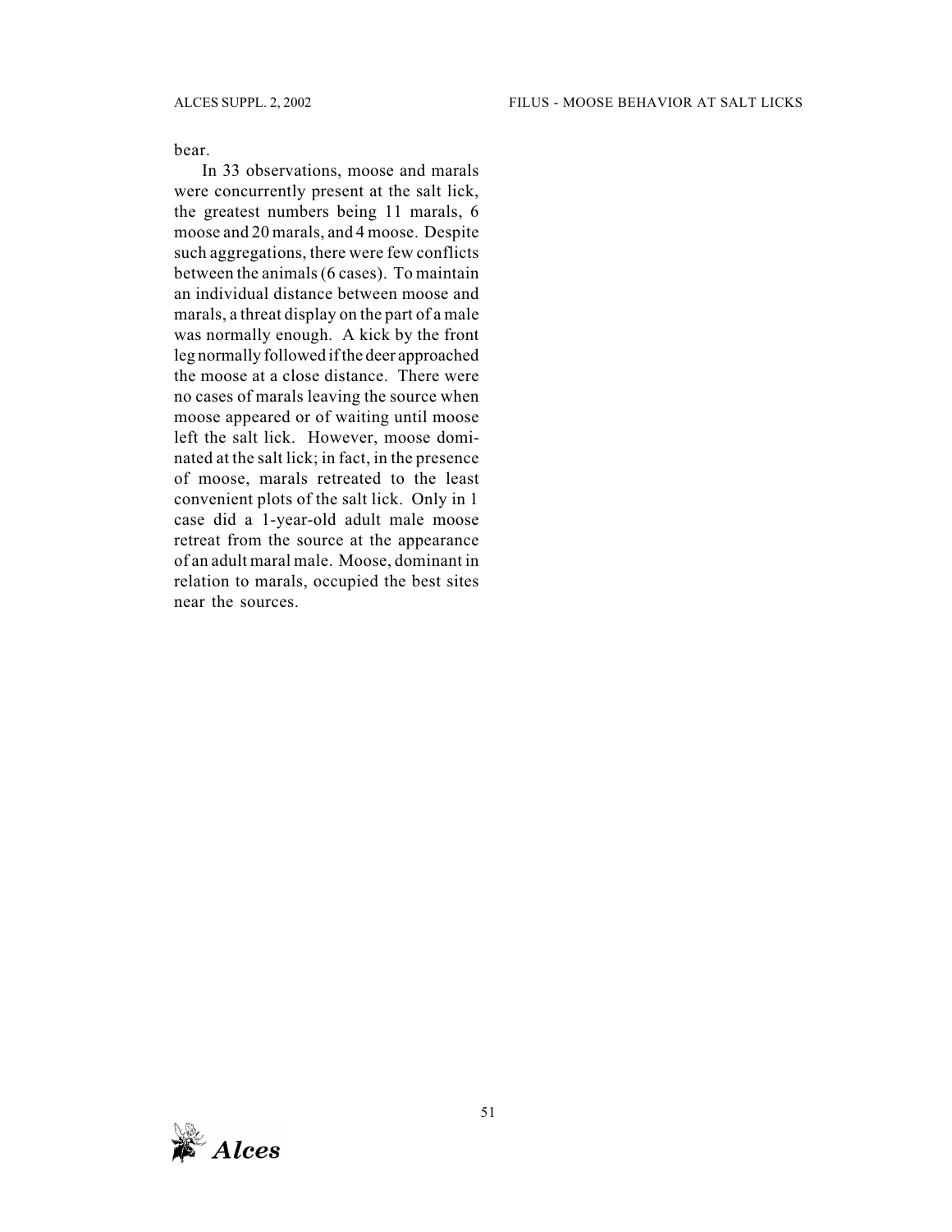bear.

In 33 observations, moose and marals were concurrently present at the salt lick, the greatest numbers being 11 marals, 6 moose and 20 marals, and 4 moose. Despite such aggregations, there were few conflicts between the animals (6 cases). To maintain an individual distance between moose and marals, a threat display on the part of a male was normally enough. A kick by the front leg normally followed if the deer approached the moose at a close distance. There were no cases of marals leaving the source when moose appeared or of waiting until moose left the salt lick. However, moose dominated at the salt lick; in fact, in the presence of moose, marals retreated to the least convenient plots of the salt lick. Only in 1 case did a 1-year-old adult male moose retreat from the source at the appearance of an adult maral male. Moose, dominant in relation to marals, occupied the best sites near the sources.